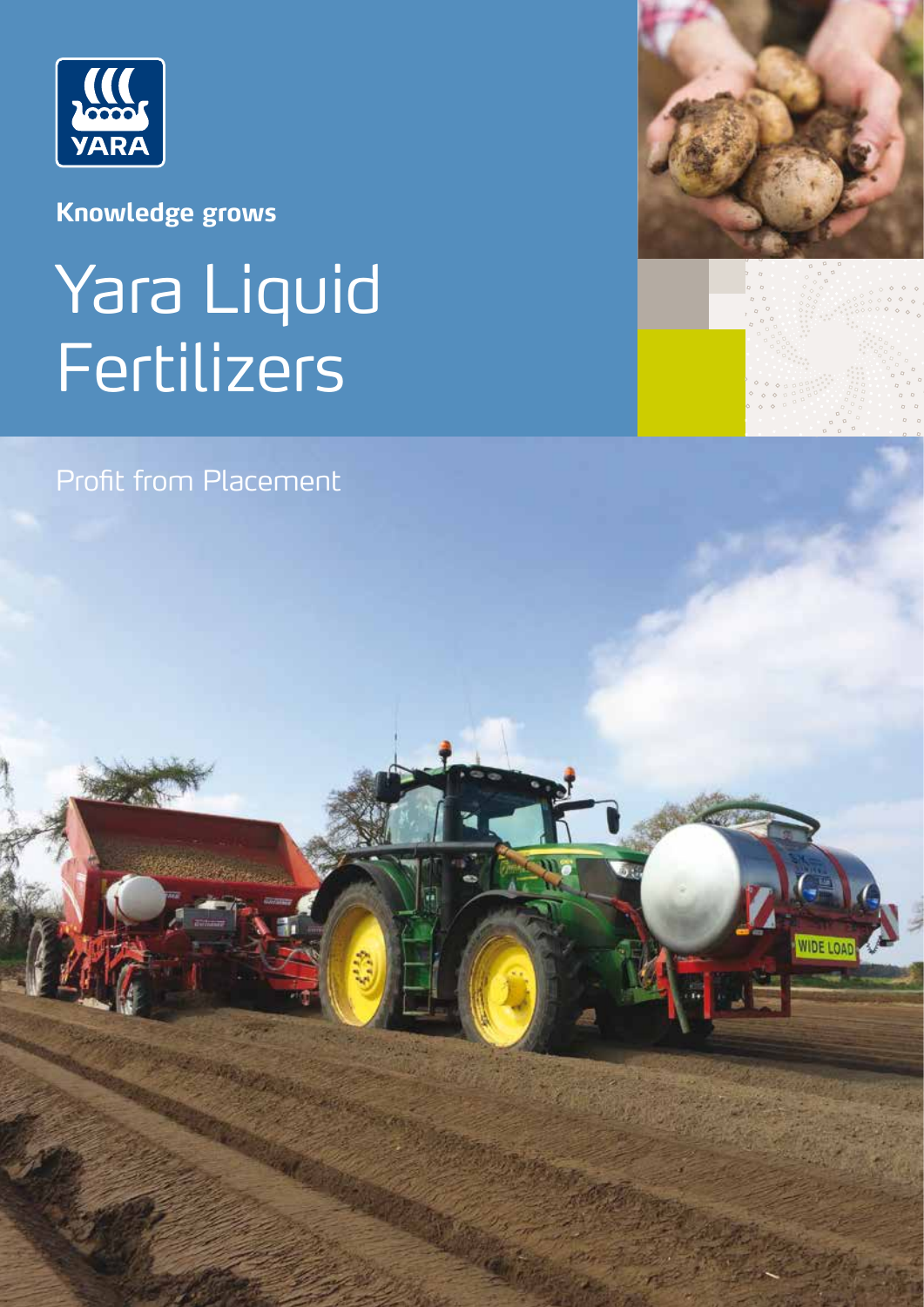YARA

**Knowledge grows**

# Yara Liquid Fertilizers

Profit from Placement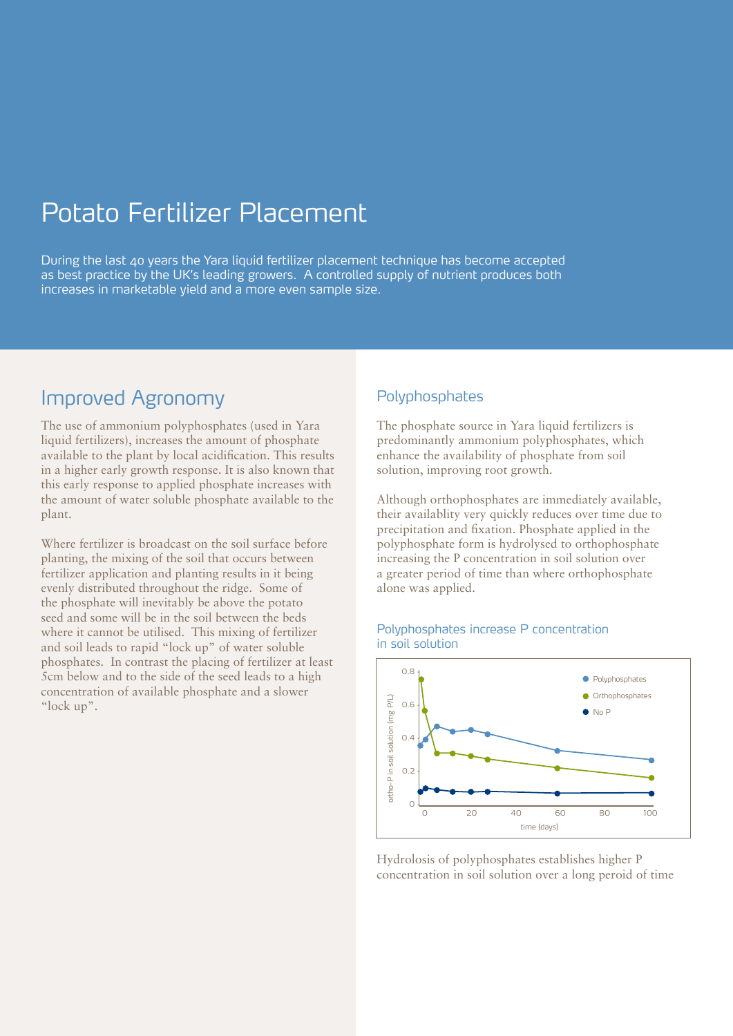# Potato Fertilizer Placement

During the last 40 years the Yara liquid fertilizer placement technique has become accepted as best practice by the UK's leading growers. A controlled supply of nutrient produces both increases in marketable yield and a more even sample size.

## Improved Agronomy

The use of ammonium polyphosphates (used in Yara liquid fertilizers), increases the amount of phosphate available to the plant by local acidification. This results in a higher early growth response. It is also known that this early response to applied phosphate increases with the amount of water soluble phosphate available to the plant.

Where fertilizer is broadcast on the soil surface before planting, the mixing of the soil that occurs between fertilizer application and planting results in it being evenly distributed throughout the ridge. Some of the phosphate will inevitably be above the potato seed and some will be in the soil between the beds where it cannot be utilised. This mixing of fertilizer and soil leads to rapid "lock up" of water soluble phosphates. In contrast the placing of fertilizer at least 5cm below and to the side of the seed leads to a high concentration of available phosphate and a slower "lock up".

### Polyphosphates

The phosphate source in Yara liquid fertilizers is predominantly ammonium polyphosphates, which enhance the availability of phosphate from soil solution, improving root growth.

Although orthophosphates are immediately available, their availablity very quickly reduces over time due to precipitation and fixation. Phosphate applied in the polyphosphate form is hydrolysed to orthophosphate increasing the P concentration in soil solution over a greater period of time than where orthophosphate alone was applied.

#### Polyphosphates increase P concentration in soil solution

Hydrolosis of polyphosphates establishes higher P concentration in soil solution over a long peroid of time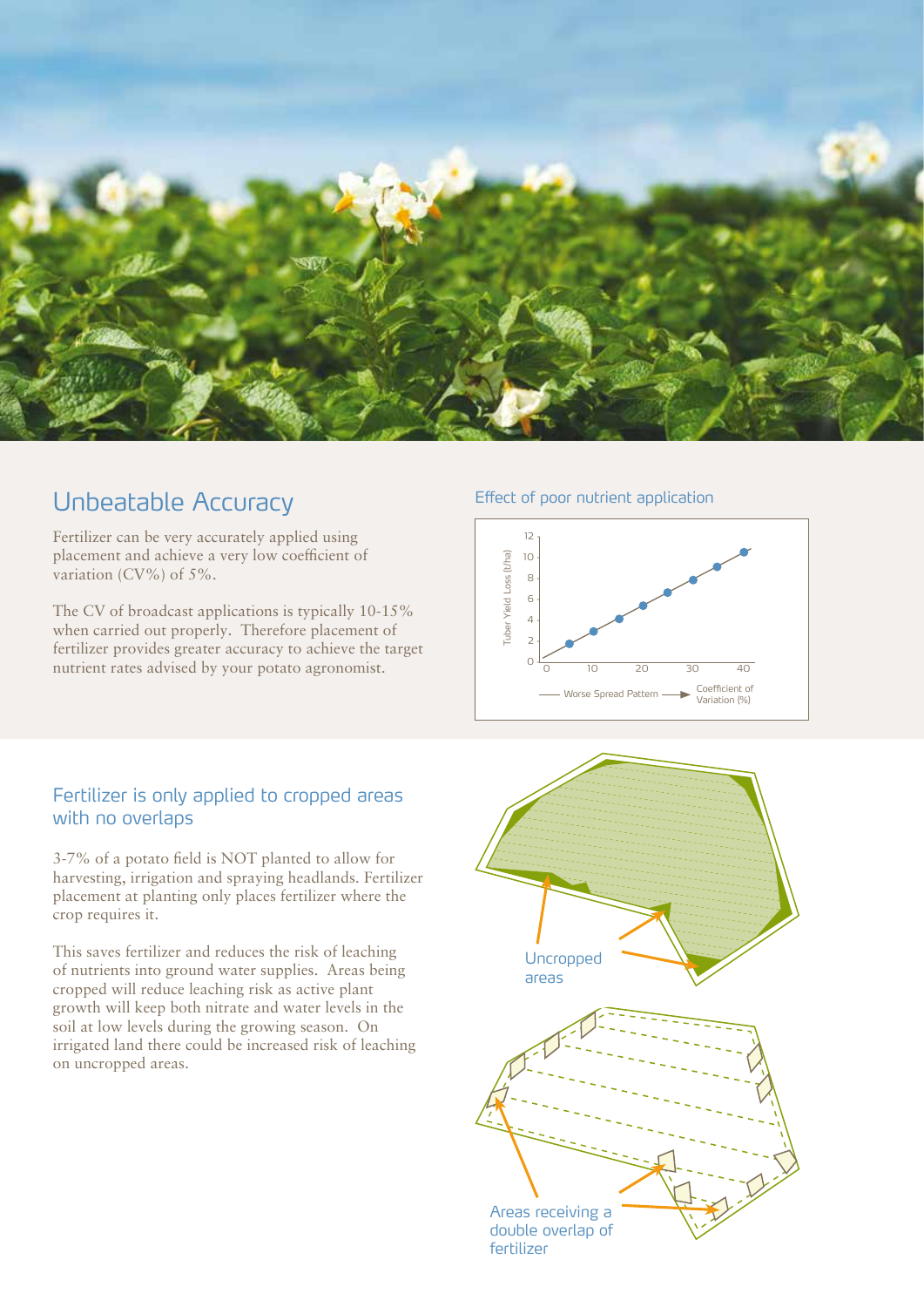## Unbeatable Accuracy

Fertilizer can be very accurately applied using placement and achieve a very low coefficient of variation (CV%) of 5%.

The CV of broadcast applications is typically 10-15% when carried out properly. Therefore placement of fertilizer provides greater accuracy to achieve the target nutrient rates advised by your potato agronomist.

### Effect of poor nutrient application

Tuber Yield Loss (t/ha)

12
10
8
6
4
2
0

0 10 20 30 40

Worse Spread Pattern

Coefficient of Variation (%)

## Fertilizer is only applied to cropped areas with no overlaps

3-7% of a potato field is NOT planted to allow for harvesting, irrigation and spraying headlands. Fertilizer placement at planting only places fertilizer where the crop requires it.

This saves fertilizer and reduces the risk of leaching of nutrients into ground water supplies. Areas being cropped will reduce leaching risk as active plant growth will keep both nitrate and water levels in the soil at low levels during the growing season. On irrigated land there could be increased risk of leaching on uncropped areas.

Uncropped areas

Areas receiving a double overlap of fertilizer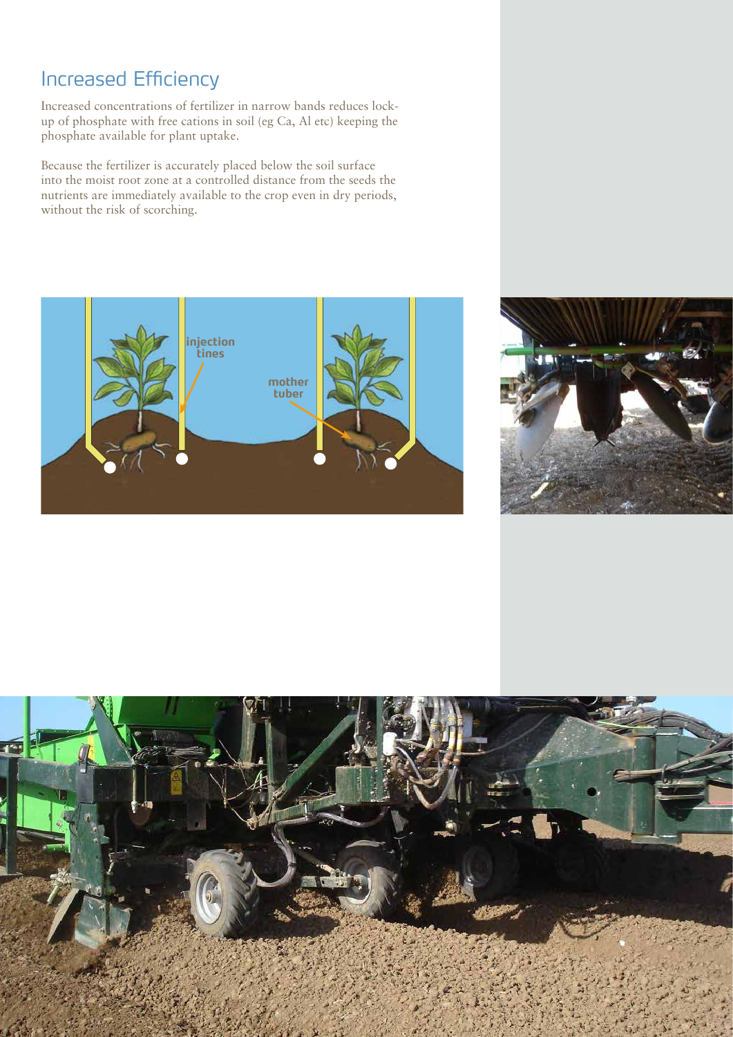## Increased Efficiency

Increased concentrations of fertilizer in narrow bands reduces lock-up of phosphate with free cations in soil (eg Ca, Al etc) keeping the phosphate available for plant uptake.

Because the fertilizer is accurately placed below the soil surface into the moist root zone at a controlled distance from the seeds the nutrients are immediately available to the crop even in dry periods, without the risk of scorching.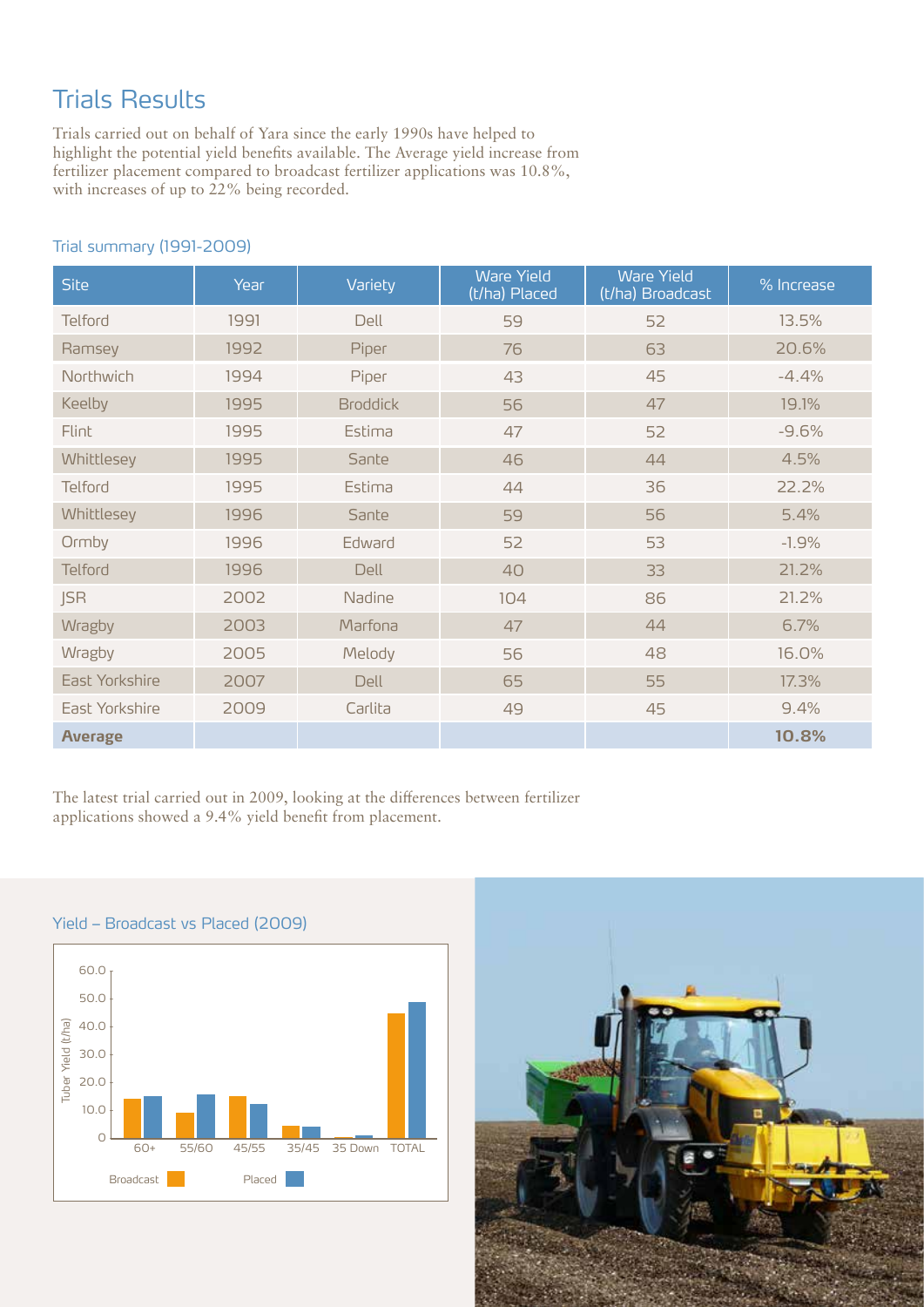## Trials Results

Trials carried out on behalf of Yara since the early 1990s have helped to highlight the potential yield benefits available. The Average yield increase from fertilizer placement compared to broadcast fertilizer applications was 10.8%, with increases of up to 22% being recorded.

### Trial summary (1991-2009)

| Site | Year | Variety | Ware Yield (t/ha) Placed | Ware Yield (t/ha) Broadcast | % Increase |
|---|---|---|---|---|---|
| Telford | 1991 | Dell | 59 | 52 | 13.5% |
| Ramsey | 1992 | Piper | 76 | 63 | 20.6% |
| Northwich | 1994 | Piper | 43 | 45 | -4.4% |
| Keelby | 1995 | Broddick | 56 | 47 | 19.1% |
| Flint | 1995 | Estima | 47 | 52 | -9.6% |
| Whittlesey | 1995 | Sante | 46 | 44 | 4.5% |
| Telford | 1995 | Estima | 44 | 36 | 22.2% |
| Whittlesey | 1996 | Sante | 59 | 56 | 5.4% |
| Ormby | 1996 | Edward | 52 | 53 | -1.9% |
| Telford | 1996 | Dell | 40 | 33 | 21.2% |
| JSR | 2002 | Nadine | 104 | 86 | 21.2% |
| Wragby | 2003 | Marfona | 47 | 44 | 6.7% |
| Wragby | 2005 | Melody | 56 | 48 | 16.0% |
| East Yorkshire | 2007 | Dell | 65 | 55 | 17.3% |
| East Yorkshire | 2009 | Carlita | 49 | 45 | 9.4% |
| **Average** | | | | | **10.8%** |

The latest trial carried out in 2009, looking at the differences between fertilizer applications showed a 9.4% yield benefit from placement.

### Yield – Broadcast vs Placed (2009)

Tuber Yield (t/ha)

60.0
50.0
40.0
30.0
20.0
10.0
0

60+ 55/60 45/55 35/45 35 Down TOTAL

Broadcast Placed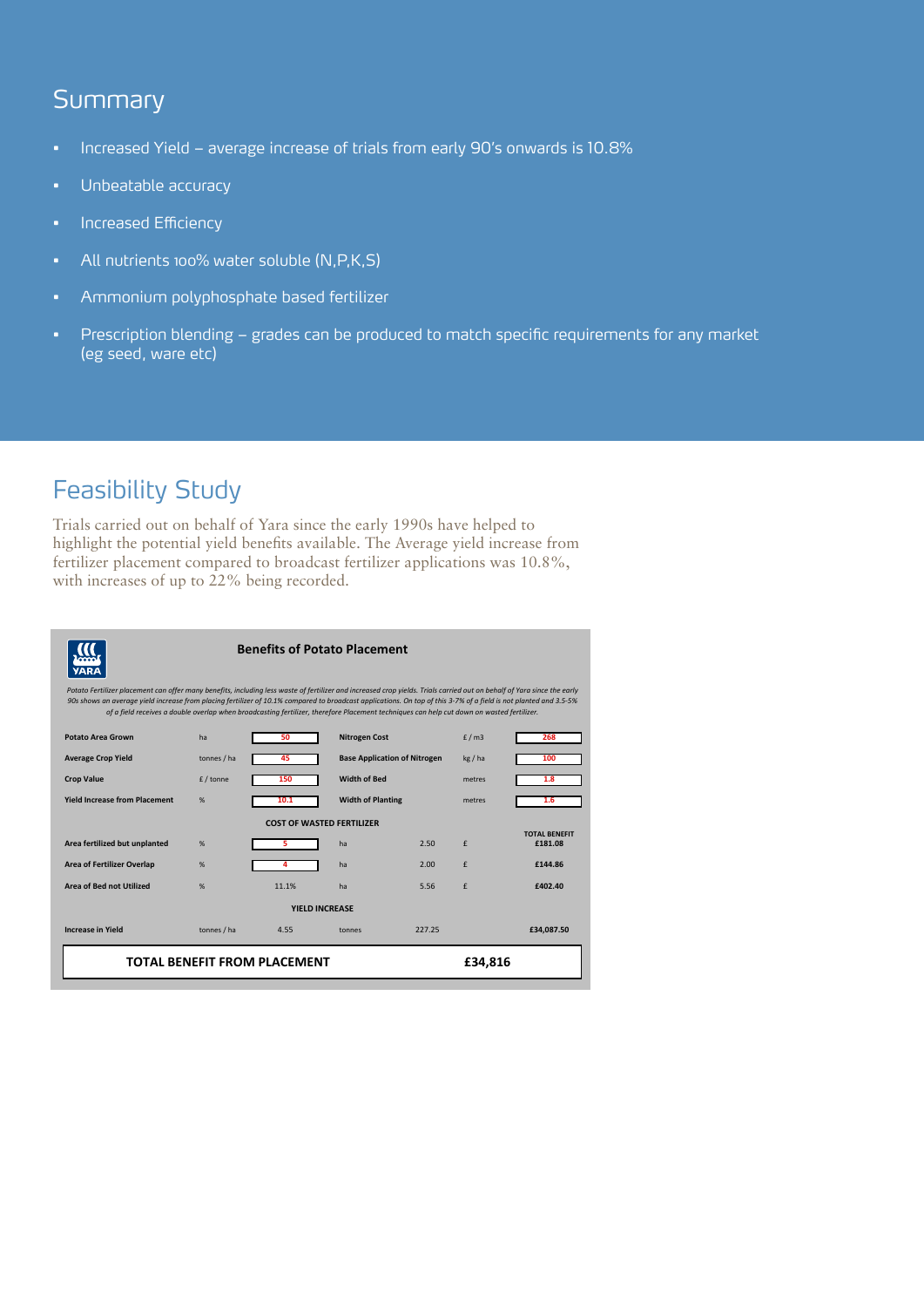## Summary

- Increased Yield – average increase of trials from early 90's onwards is 10.8%
- Unbeatable accuracy
- Increased Efficiency
- All nutrients 100% water soluble (N,P,K,S)
- Ammonium polyphosphate based fertilizer
- Prescription blending – grades can be produced to match specific requirements for any market (eg seed, ware etc)

## Feasibility Study

Trials carried out on behalf of Yara since the early 1990s have helped to highlight the potential yield benefits available. The Average yield increase from fertilizer placement compared to broadcast fertilizer applications was 10.8%, with increases of up to 22% being recorded.

### Benefits of Potato Placement

*Potato Fertilizer placement can offer many benefits, including less waste of fertilizer and increased crop yields. Trials carried out on behalf of Yara since the early 90s shows an average yield increase from placing fertilizer of 10.1% compared to broadcast applications. On top of this 3-7% of a field is not planted and 3.5-5% of a field receives a double overlap when broadcasting fertilizer, therefore Placement techniques can help cut down on wasted fertilizer.*

| | | | | | |
|---|---|---|---|---|---|
| **Potato Area Grown** | ha | 50 | **Nitrogen Cost** | £ / m3 | 268 |
| **Average Crop Yield** | tonnes / ha | 45 | **Base Application of Nitrogen** | kg / ha | 100 |
| **Crop Value** | £ / tonne | 150 | **Width of Bed** | metres | 1.8 |
| **Yield Increase from Placement** | % | 10.1 | **Width of Planting** | metres | 1.6 |

**COST OF WASTED FERTILIZER**

| | | | | | | **TOTAL BENEFIT** |
|---|---|---|---|---|---|---|
| **Area fertilized but unplanted** | % | 5 | ha | 2.50 | £ | **£181.08** |
| **Area of Fertilizer Overlap** | % | 4 | ha | 2.00 | £ | **£144.86** |
| **Area of Bed not Utilized** | % | 11.1% | ha | 5.56 | £ | **£402.40** |

**YIELD INCREASE**

| | | | | | |
|---|---|---|---|---|---|
| **Increase in Yield** | tonnes / ha | 4.55 | tonnes | 227.25 | **£34,087.50** |

| | |
|---|---|
| **TOTAL BENEFIT FROM PLACEMENT** | **£34,816** |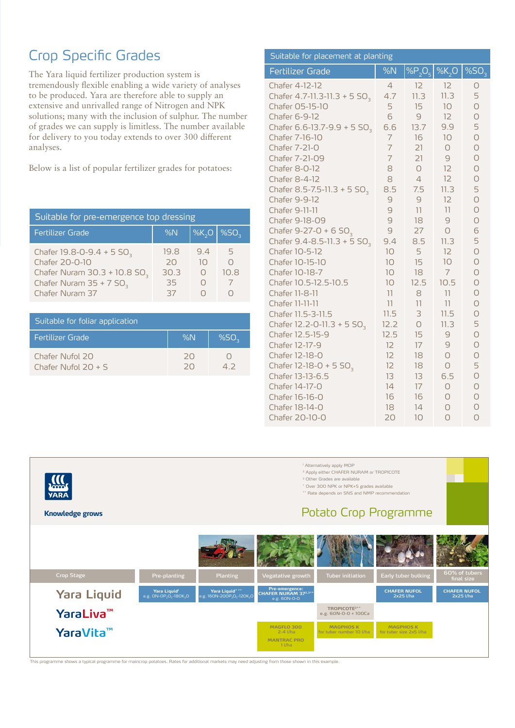# Crop Specific Grades

The Yara liquid fertilizer production system is tremendously flexible enabling a wide variety of analyses to be produced. Yara are therefore able to supply an extensive and unrivalled range of Nitrogen and NPK solutions; many with the inclusion of sulphur. The number of grades we can supply is limitless. The number available for delivery to you today extends to over 300 different analyses.

Below is a list of popular fertilizer grades for potatoes:

**Suitable for pre-emergence top dressing**

| Fertilizer Grade | %N | %$K_2O$ | %$SO_3$ |
|---|---|---|---|
| Chafer 19.8-0-9.4 + 5 $SO_3$ | 19.8 | 9.4 | 5 |
| Chafer 20-0-10 | 20 | 10 | 0 |
| Chafer Nuram 30.3 + 10.8 $SO_3$ | 30.3 | 0 | 10.8 |
| Chafer Nuram 35 + 7 $SO_3$ | 35 | 0 | 7 |
| Chafer Nuram 37 | 37 | 0 | 0 |

**Suitable for foliar application**

| Fertilizer Grade | %N | %$SO_3$ |
|---|---|---|
| Chafer Nufol 20 | 20 | 0 |
| Chafer Nufol 20 + S | 20 | 4.2 |

**Suitable for placement at planting**

| Fertilizer Grade | %N | %$P_2O_5$ | %$K_2O$ | %$SO_3$ |
|---|---|---|---|---|
| Chafer 4-12-12 | 4 | 12 | 12 | 0 |
| Chafer 4.7-11.3-11.3 + 5 $SO_3$ | 4.7 | 11.3 | 11.3 | 5 |
| Chafer 05-15-10 | 5 | 15 | 10 | 0 |
| Chafer 6-9-12 | 6 | 9 | 12 | 0 |
| Chafer 6.6-13.7-9.9 + 5 $SO_3$ | 6.6 | 13.7 | 9.9 | 5 |
| Chafer 7-16-10 | 7 | 16 | 10 | 0 |
| Chafer 7-21-0 | 7 | 21 | 0 | 0 |
| Chafer 7-21-09 | 7 | 21 | 9 | 0 |
| Chafer 8-0-12 | 8 | 0 | 12 | 0 |
| Chafer 8-4-12 | 8 | 4 | 12 | 0 |
| Chafer 8.5-7.5-11.3 + 5 $SO_3$ | 8.5 | 7.5 | 11.3 | 5 |
| Chafer 9-9-12 | 9 | 9 | 12 | 0 |
| Chafer 9-11-11 | 9 | 11 | 11 | 0 |
| Chafer 9-18-09 | 9 | 18 | 9 | 0 |
| Chafer 9-27-0 + 6 $SO_3$ | 9 | 27 | 0 | 6 |
| Chafer 9.4-8.5-11.3 + 5 $SO_3$ | 9.4 | 8.5 | 11.3 | 5 |
| Chafer 10-5-12 | 10 | 5 | 12 | 0 |
| Chafer 10-15-10 | 10 | 15 | 10 | 0 |
| Chafer 10-18-7 | 10 | 18 | 7 | 0 |
| Chafer 10.5-12.5-10.5 | 10 | 12.5 | 10.5 | 0 |
| Chafer 11-8-11 | 11 | 8 | 11 | 0 |
| Chafer 11-11-11 | 11 | 11 | 11 | 0 |
| Chafer 11.5-3-11.5 | 11.5 | 3 | 11.5 | 0 |
| Chafer 12.2-0-11.3 + 5 $SO_3$ | 12.2 | 0 | 11.3 | 5 |
| Chafer 12.5-15-9 | 12.5 | 15 | 9 | 0 |
| Chafer 12-17-9 | 12 | 17 | 9 | 0 |
| Chafer 12-18-0 | 12 | 18 | 0 | 0 |
| Chafer 12-18-0 + 5 $SO_3$ | 12 | 18 | 0 | 5 |
| Chafer 13-13-6.5 | 13 | 13 | 6.5 | 0 |
| Chafer 14-17-0 | 14 | 17 | 0 | 0 |
| Chafer 16-16-0 | 16 | 16 | 0 | 0 |
| Chafer 18-14-0 | 18 | 14 | 0 | 0 |
| Chafer 20-10-0 | 20 | 10 | 0 | 0 |

YARA — Knowledge grows

## Potato Crop Programme

[1] Alternatively apply MOP
[2] Apply either CHAFER NURAM or TROPICOTE
[3] Other Grades are available
* Over 300 NPK or NPK+S grades available
** Rate depends on SNS and NMP recommendation

| Crop Stage | Pre-planting | Planting | Vegetative growth | Tuber initiation | Early tuber bulking | 60% of tubers final size |
|---|---|---|---|---|---|---|
| Yara Liquid | Yara Liquid[1] e.g. 0N-0$P_2O_5$-180$K_2O$ | Yara Liquid* ** e.g. 160N-200$P_2O_5$-120$K_2O$ | Pre-emergence: CHAFER NURAM 37[2,3**] e.g. 60N-0-0 | | CHAFER NUFOL 2x25 l/ha | CHAFER NUFOL 2x25 l/ha |
| YaraLiva™ | | | | TROPICOTE[2**] e.g. 60N-0-0 + 100Ca | | |
| YaraVita™ | | | MAGFLO 300 2-4 l/ha; MANTRAC PRO 1 l/ha | MAGPHOS K for tuber number 10 l/ha | MAGPHOS K for tuber size 2x5 l/ha | |

This programme shows a typical programme for maincrop potatoes. Rates for additional markets may need adjusting from those shown in this example.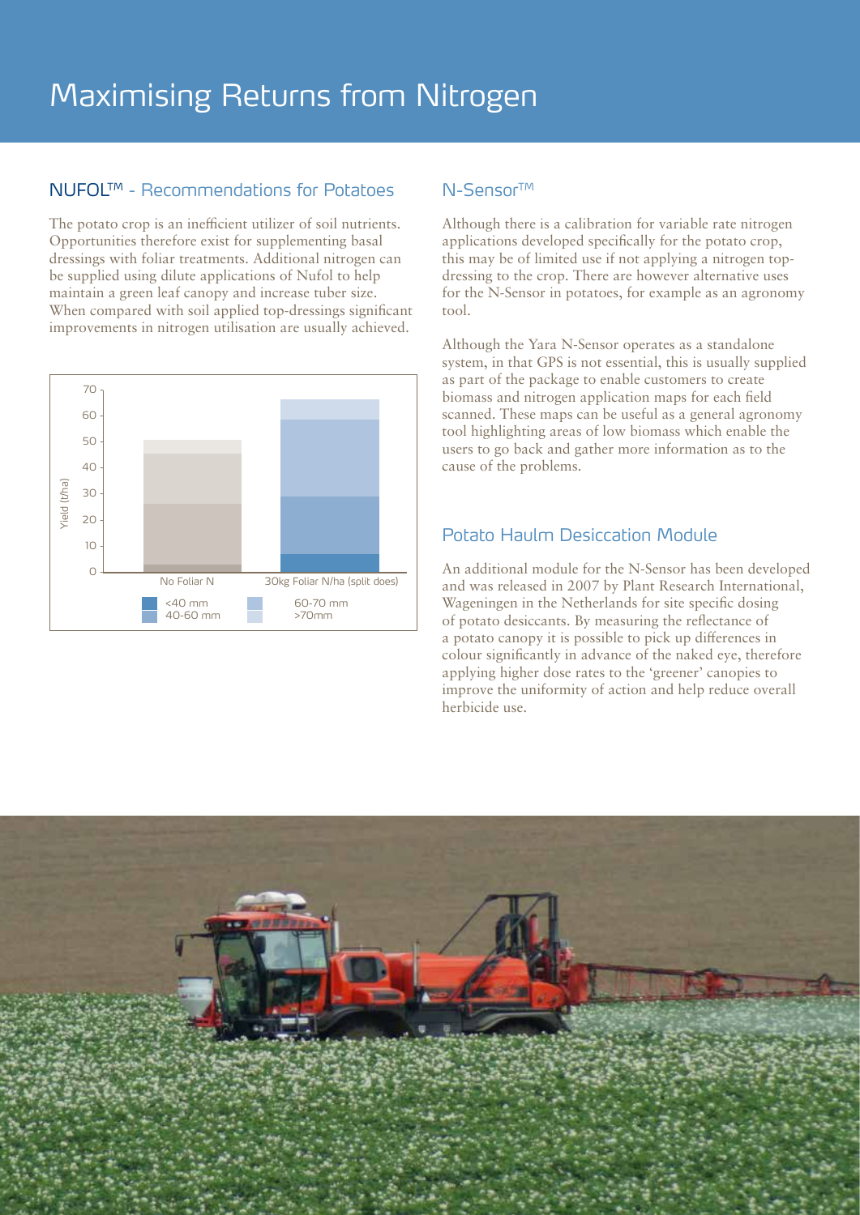# Maximising Returns from Nitrogen

## NUFOL™ - Recommendations for Potatoes

The potato crop is an inefficient utilizer of soil nutrients. Opportunities therefore exist for supplementing basal dressings with foliar treatments. Additional nitrogen can be supplied using dilute applications of Nufol to help maintain a green leaf canopy and increase tuber size. When compared with soil applied top-dressings significant improvements in nitrogen utilisation are usually achieved.

Yield (t/ha)

70
60
50
40
30
20
10
0

No Foliar N
30kg Foliar N/ha (split does)

<40 mm
40-60 mm
60-70 mm
>70mm

## N-Sensor™

Although there is a calibration for variable rate nitrogen applications developed specifically for the potato crop, this may be of limited use if not applying a nitrogen top-dressing to the crop. There are however alternative uses for the N-Sensor in potatoes, for example as an agronomy tool.

Although the Yara N-Sensor operates as a standalone system, in that GPS is not essential, this is usually supplied as part of the package to enable customers to create biomass and nitrogen application maps for each field scanned. These maps can be useful as a general agronomy tool highlighting areas of low biomass which enable the users to go back and gather more information as to the cause of the problems.

## Potato Haulm Desiccation Module

An additional module for the N-Sensor has been developed and was released in 2007 by Plant Research International, Wageningen in the Netherlands for site specific dosing of potato desiccants. By measuring the reflectance of a potato canopy it is possible to pick up differences in colour significantly in advance of the naked eye, therefore applying higher dose rates to the 'greener' canopies to improve the uniformity of action and help reduce overall herbicide use.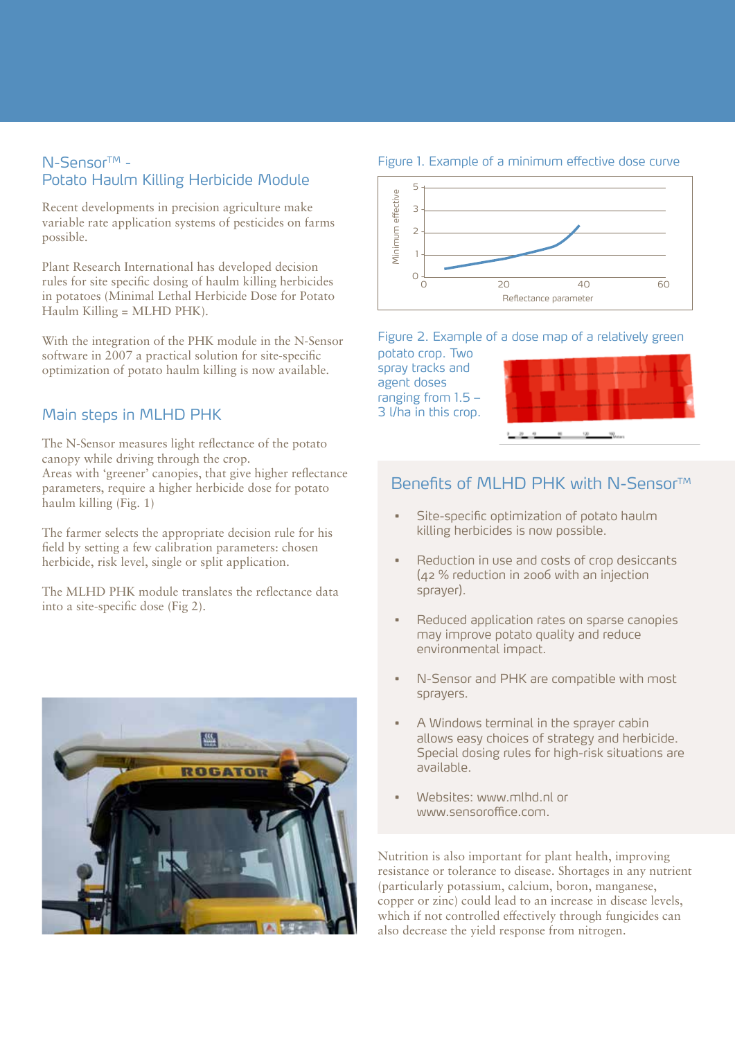## N-Sensor™ - Potato Haulm Killing Herbicide Module

Recent developments in precision agriculture make variable rate application systems of pesticides on farms possible.

Plant Research International has developed decision rules for site specific dosing of haulm killing herbicides in potatoes (Minimal Lethal Herbicide Dose for Potato Haulm Killing = MLHD PHK).

With the integration of the PHK module in the N-Sensor software in 2007 a practical solution for site-specific optimization of potato haulm killing is now available.

## Main steps in MLHD PHK

The N-Sensor measures light reflectance of the potato canopy while driving through the crop.
Areas with 'greener' canopies, that give higher reflectance parameters, require a higher herbicide dose for potato haulm killing (Fig. 1)

The farmer selects the appropriate decision rule for his field by setting a few calibration parameters: chosen herbicide, risk level, single or split application.

The MLHD PHK module translates the reflectance data into a site-specific dose (Fig 2).

Figure 1. Example of a minimum effective dose curve

Minimum effective
0
1
2
3
5
0
20
40
60
Reflectance parameter

Figure 2. Example of a dose map of a relatively green potato crop. Two spray tracks and agent doses ranging from 1.5 – 3 l/ha in this crop.

## Benefits of MLHD PHK with N-Sensor™

- Site-specific optimization of potato haulm killing herbicides is now possible.
- Reduction in use and costs of crop desiccants (42 % reduction in 2006 with an injection sprayer).
- Reduced application rates on sparse canopies may improve potato quality and reduce environmental impact.
- N-Sensor and PHK are compatible with most sprayers.
- A Windows terminal in the sprayer cabin allows easy choices of strategy and herbicide. Special dosing rules for high-risk situations are available.
- Websites: www.mlhd.nl or www.sensoroffice.com.

Nutrition is also important for plant health, improving resistance or tolerance to disease. Shortages in any nutrient (particularly potassium, calcium, boron, manganese, copper or zinc) could lead to an increase in disease levels, which if not controlled effectively through fungicides can also decrease the yield response from nitrogen.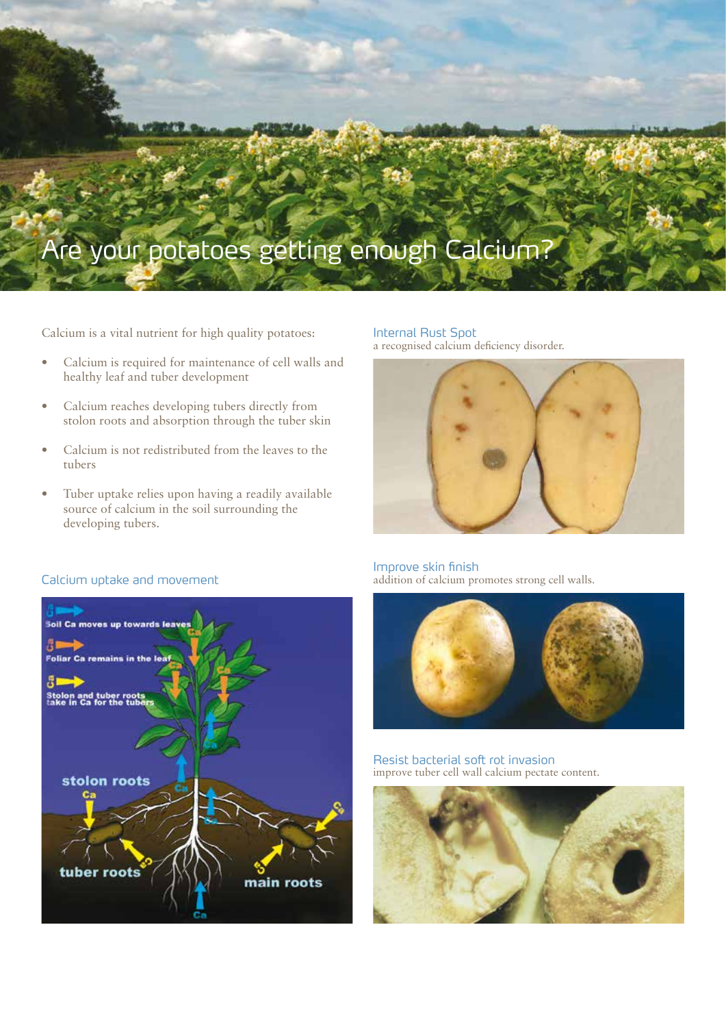# Are your potatoes getting enough Calcium?

Calcium is a vital nutrient for high quality potatoes:

- Calcium is required for maintenance of cell walls and healthy leaf and tuber development
- Calcium reaches developing tubers directly from stolon roots and absorption through the tuber skin
- Calcium is not redistributed from the leaves to the tubers
- Tuber uptake relies upon having a readily available source of calcium in the soil surrounding the developing tubers.

### Calcium uptake and movement

Soil Ca moves up towards leaves

Foliar Ca remains in the leaf

Stolon and tuber roots take in Ca for the tubers

stolon roots

tuber roots

main roots

### Internal Rust Spot

a recognised calcium deficiency disorder.

### Improve skin finish

addition of calcium promotes strong cell walls.

### Resist bacterial soft rot invasion

improve tuber cell wall calcium pectate content.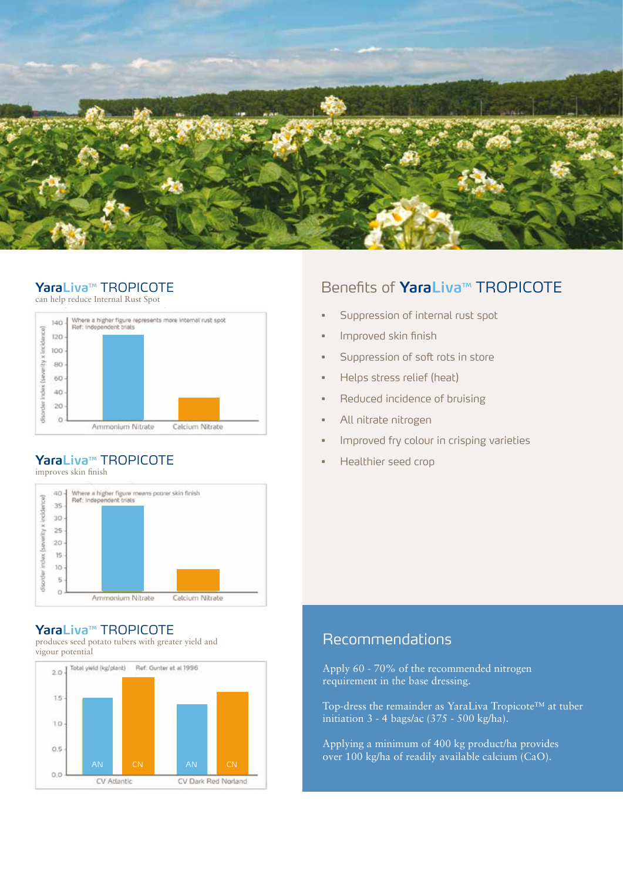## YaraLiva™ TROPICOTE

can help reduce Internal Rust Spot

Where a higher figure represents more internal rust spot
Ref: Independent trials

disorder index (severity x incidence)

0
20
40
60
80
100
120
140

Ammonium Nitrate
Calcium Nitrate

## YaraLiva™ TROPICOTE

improves skin finish

Where a higher figure means poorer skin finish
Ref: Independent trials

disorder index (severity x incidence)

0
5
10
15
20
25
30
35
40

Ammonium Nitrate
Calcium Nitrate

## YaraLiva™ TROPICOTE

produces seed potato tubers with greater yield and vigour potential

Total yield (kg/plant)
Ref: Gunter et al 1996

0.0
0.5
1.0
1.5
2.0

AN
CN
AN
CN

CV Atlantic
CV Dark Red Norland

## Benefits of YaraLiva™ TROPICOTE

- Suppression of internal rust spot
- Improved skin finish
- Suppression of soft rots in store
- Helps stress relief (heat)
- Reduced incidence of bruising
- All nitrate nitrogen
- Improved fry colour in crisping varieties
- Healthier seed crop

## Recommendations

Apply 60 - 70% of the recommended nitrogen requirement in the base dressing.

Top-dress the remainder as YaraLiva Tropicote™ at tuber initiation 3 - 4 bags/ac (375 - 500 kg/ha).

Applying a minimum of 400 kg product/ha provides over 100 kg/ha of readily available calcium (CaO).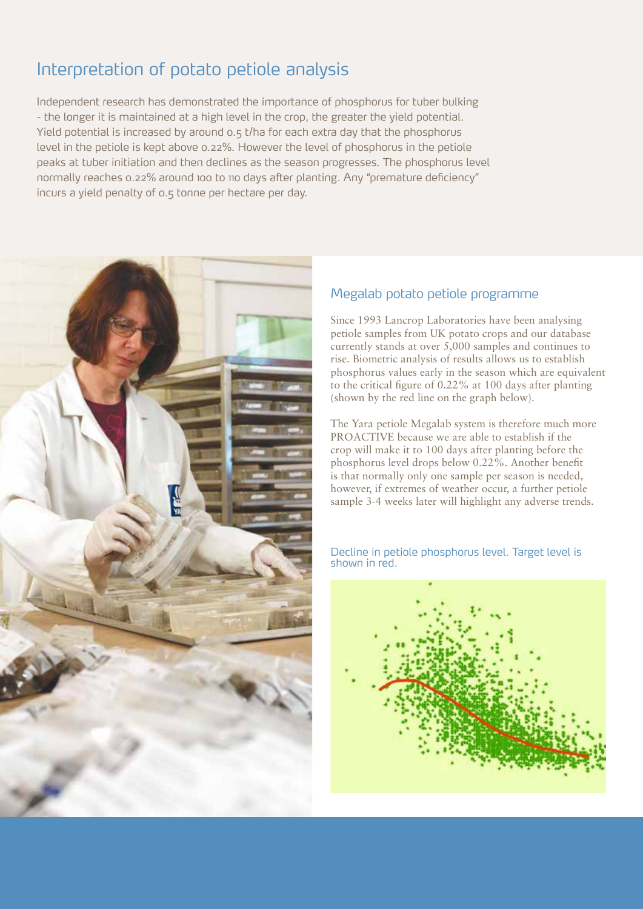# Interpretation of potato petiole analysis

Independent research has demonstrated the importance of phosphorus for tuber bulking - the longer it is maintained at a high level in the crop, the greater the yield potential. Yield potential is increased by around 0.5 t/ha for each extra day that the phosphorus level in the petiole is kept above 0.22%. However the level of phosphorus in the petiole peaks at tuber initiation and then declines as the season progresses. The phosphorus level normally reaches 0.22% around 100 to 110 days after planting. Any "premature deficiency" incurs a yield penalty of 0.5 tonne per hectare per day.

## Megalab potato petiole programme

Since 1993 Lancrop Laboratories have been analysing petiole samples from UK potato crops and our database currently stands at over 5,000 samples and continues to rise. Biometric analysis of results allows us to establish phosphorus values early in the season which are equivalent to the critical figure of 0.22% at 100 days after planting (shown by the red line on the graph below).

The Yara petiole Megalab system is therefore much more PROACTIVE because we are able to establish if the crop will make it to 100 days after planting before the phosphorus level drops below 0.22%. Another benefit is that normally only one sample per season is needed, however, if extremes of weather occur, a further petiole sample 3-4 weeks later will highlight any adverse trends.

Decline in petiole phosphorus level. Target level is shown in red.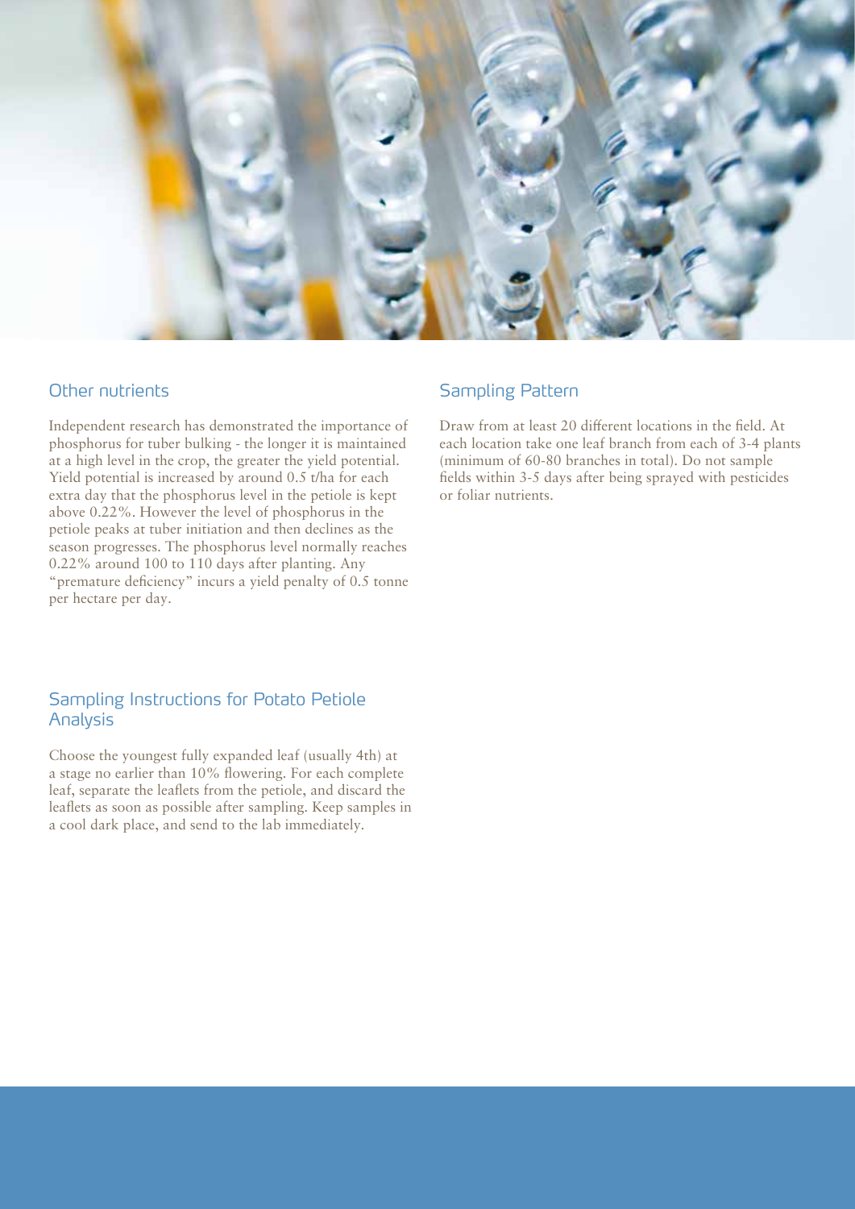## Other nutrients

Independent research has demonstrated the importance of phosphorus for tuber bulking - the longer it is maintained at a high level in the crop, the greater the yield potential. Yield potential is increased by around 0.5 t/ha for each extra day that the phosphorus level in the petiole is kept above 0.22%. However the level of phosphorus in the petiole peaks at tuber initiation and then declines as the season progresses. The phosphorus level normally reaches 0.22% around 100 to 110 days after planting. Any "premature deficiency" incurs a yield penalty of 0.5 tonne per hectare per day.

## Sampling Instructions for Potato Petiole Analysis

Choose the youngest fully expanded leaf (usually 4th) at a stage no earlier than 10% flowering. For each complete leaf, separate the leaflets from the petiole, and discard the leaflets as soon as possible after sampling. Keep samples in a cool dark place, and send to the lab immediately.

## Sampling Pattern

Draw from at least 20 different locations in the field. At each location take one leaf branch from each of 3-4 plants (minimum of 60-80 branches in total). Do not sample fields within 3-5 days after being sprayed with pesticides or foliar nutrients.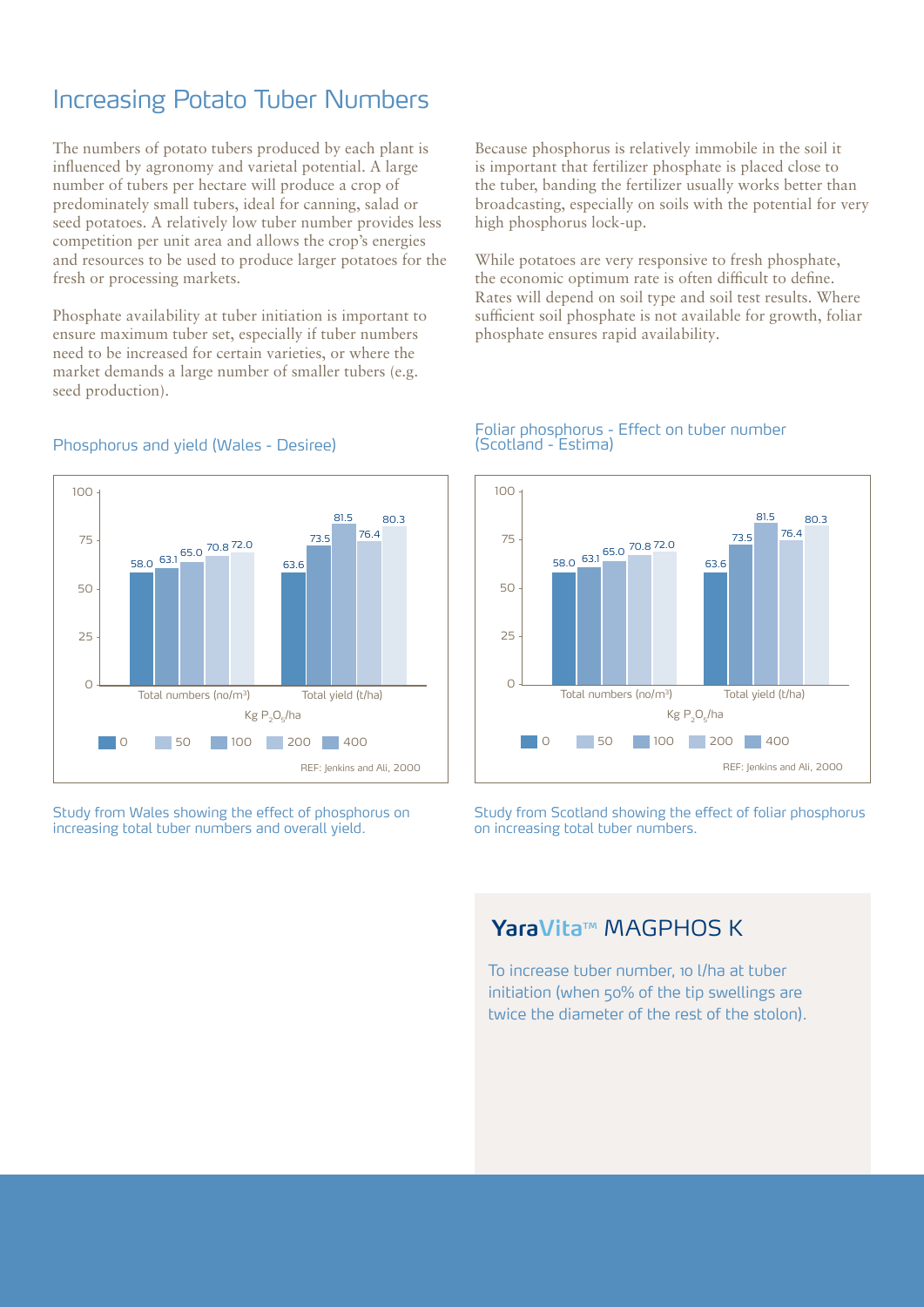# Increasing Potato Tuber Numbers

The numbers of potato tubers produced by each plant is influenced by agronomy and varietal potential. A large number of tubers per hectare will produce a crop of predominately small tubers, ideal for canning, salad or seed potatoes. A relatively low tuber number provides less competition per unit area and allows the crop's energies and resources to be used to produce larger potatoes for the fresh or processing markets.

Phosphate availability at tuber initiation is important to ensure maximum tuber set, especially if tuber numbers need to be increased for certain varieties, or where the market demands a large number of smaller tubers (e.g. seed production).

Because phosphorus is relatively immobile in the soil it is important that fertilizer phosphate is placed close to the tuber, banding the fertilizer usually works better than broadcasting, especially on soils with the potential for very high phosphorus lock-up.

While potatoes are very responsive to fresh phosphate, the economic optimum rate is often difficult to define. Rates will depend on soil type and soil test results. Where sufficient soil phosphate is not available for growth, foliar phosphate ensures rapid availability.

### Phosphorus and yield (Wales - Desiree)

| Kg $P_2O_5$/ha | 0 | 50 | 100 | 200 | 400 |
|---|---|---|---|---|---|
| Total numbers (no/m²) | 58.0 | 63.1 | 65.0 | 70.8 | 72.0 |
| Total yield (t/ha) | 63.6 | 73.5 | 81.5 | 76.4 | 80.3 |

REF: Jenkins and Ali, 2000

Study from Wales showing the effect of phosphorus on increasing total tuber numbers and overall yield.

### Foliar phosphorus - Effect on tuber number (Scotland - Estima)

| Kg $P_2O_5$/ha | 0 | 50 | 100 | 200 | 400 |
|---|---|---|---|---|---|
| Total numbers (no/m²) | 58.0 | 63.1 | 65.0 | 70.8 | 72.0 |
| Total yield (t/ha) | 63.6 | 73.5 | 81.5 | 76.4 | 80.3 |

REF: Jenkins and Ali, 2000

Study from Scotland showing the effect of foliar phosphorus on increasing total tuber numbers.

## YaraVita™ MAGPHOS K

To increase tuber number, 10 l/ha at tuber initiation (when 50% of the tip swellings are twice the diameter of the rest of the stolon).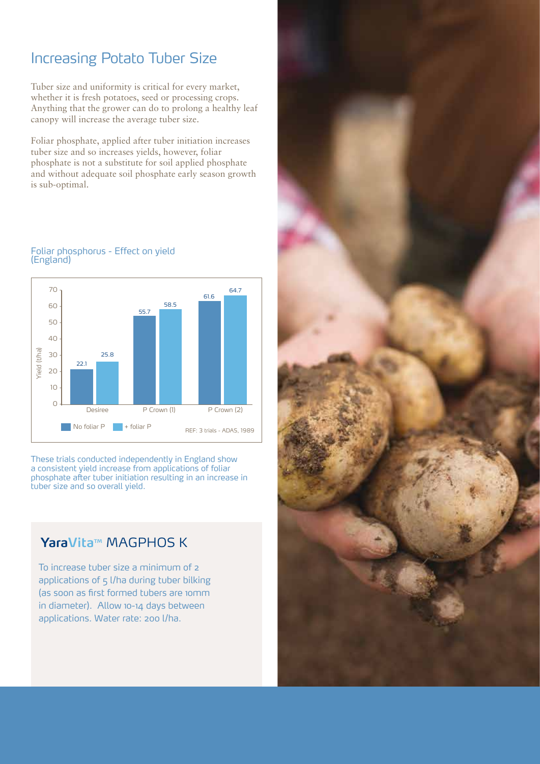# Increasing Potato Tuber Size

Tuber size and uniformity is critical for every market, whether it is fresh potatoes, seed or processing crops. Anything that the grower can do to prolong a healthy leaf canopy will increase the average tuber size.

Foliar phosphate, applied after tuber initiation increases tuber size and so increases yields, however, foliar phosphate is not a substitute for soil applied phosphate and without adequate soil phosphate early season growth is sub-optimal.

Foliar phosphorus - Effect on yield (England)

Yield (t/ha)

70
60
50
40
30
20
10
0

22.1
25.8
55.7
58.5
61.6
64.7

Desiree
P Crown (1)
P Crown (2)

No foliar P
+ foliar P

REF: 3 trials - ADAS, 1989

These trials conducted independently in England show a consistent yield increase from applications of foliar phosphate after tuber initiation resulting in an increase in tuber size and so overall yield.

## YaraVita™ MAGPHOS K

To increase tuber size a minimum of 2 applications of 5 l/ha during tuber bilking (as soon as first formed tubers are 10mm in diameter). Allow 10-14 days between applications. Water rate: 200 l/ha.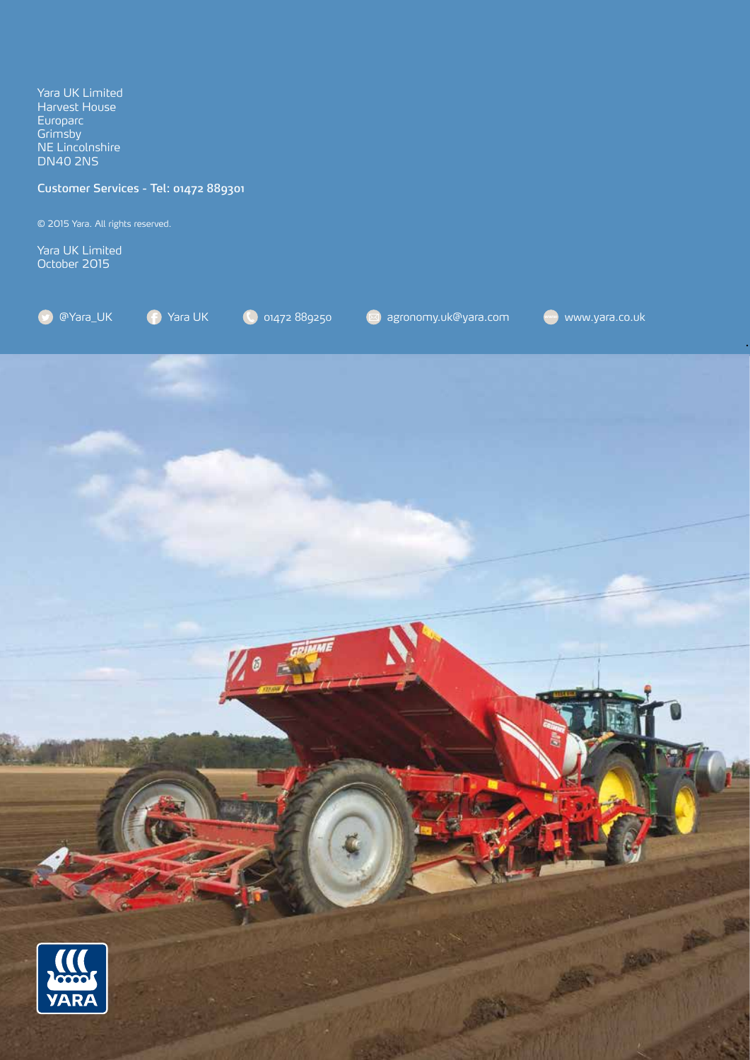Yara UK Limited
Harvest House
Europarc
Grimsby
NE Lincolnshire
DN40 2NS

**Customer Services - Tel: 01472 889301**

© 2015 Yara. All rights reserved.

Yara UK Limited
October 2015

@Yara_UK    Yara UK    01472 889250    agronomy.uk@yara.com    www.yara.co.uk